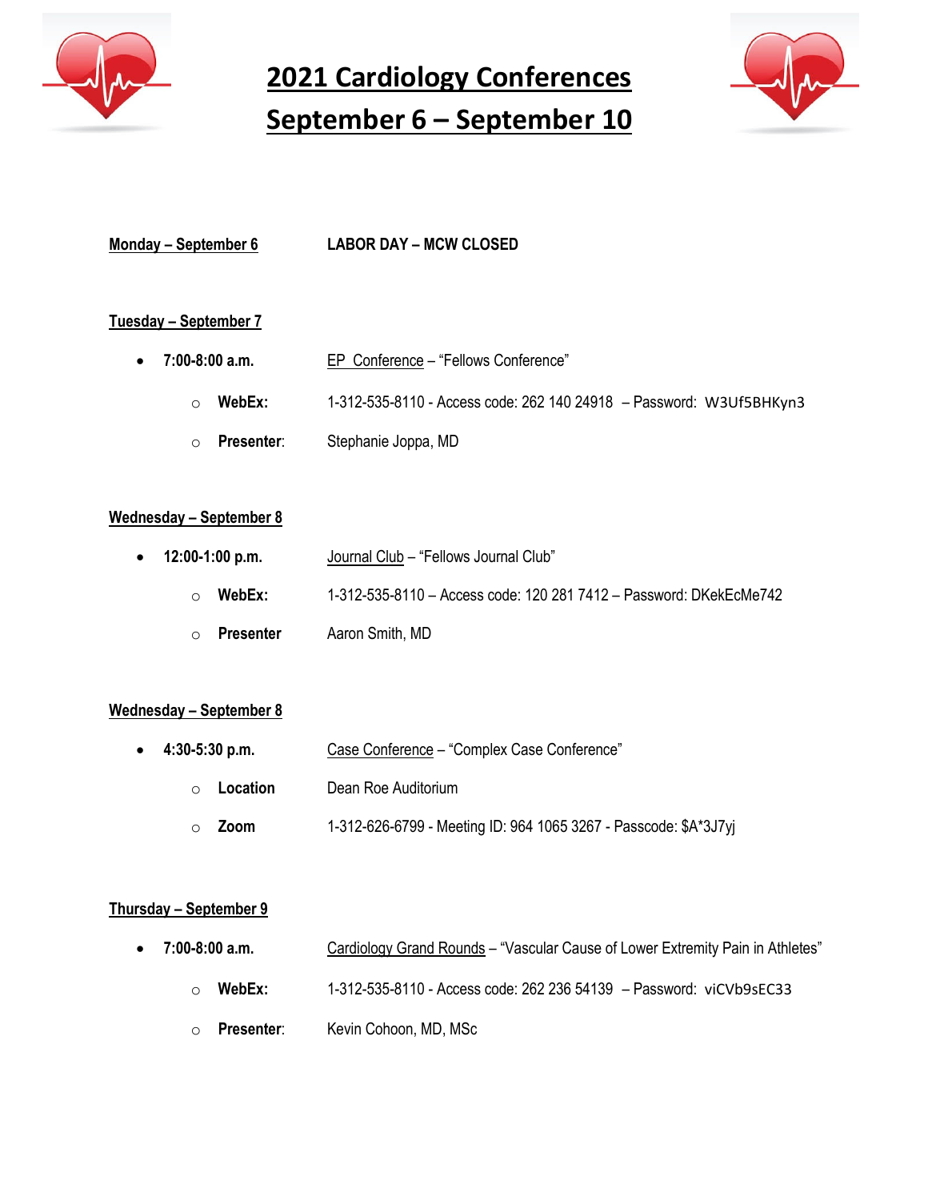# 2021 Cardiology Conferences
# September 6 – September 10

**Monday – September 6** — **LABOR DAY – MCW CLOSED**

**Tuesday – September 7**

- **7:00-8:00 a.m.** — EP Conference – "Fellows Conference"
  - **WebEx:** 1-312-535-8110 - Access code: 262 140 24918 – Password: W3Uf5BHKyn3
  - **Presenter**: Stephanie Joppa, MD

**Wednesday – September 8**

- **12:00-1:00 p.m.** — Journal Club – "Fellows Journal Club"
  - **WebEx:** 1-312-535-8110 – Access code: 120 281 7412 – Password: DKekEcMe742
  - **Presenter** Aaron Smith, MD

**Wednesday – September 8**

- **4:30-5:30 p.m.** — Case Conference – "Complex Case Conference"
  - **Location** Dean Roe Auditorium
  - **Zoom** 1-312-626-6799 - Meeting ID: 964 1065 3267 - Passcode: $A*3J7yj

**Thursday – September 9**

- **7:00-8:00 a.m.** — Cardiology Grand Rounds – "Vascular Cause of Lower Extremity Pain in Athletes"
  - **WebEx:** 1-312-535-8110 - Access code: 262 236 54139 – Password: viCVb9sEC33
  - **Presenter**: Kevin Cohoon, MD, MSc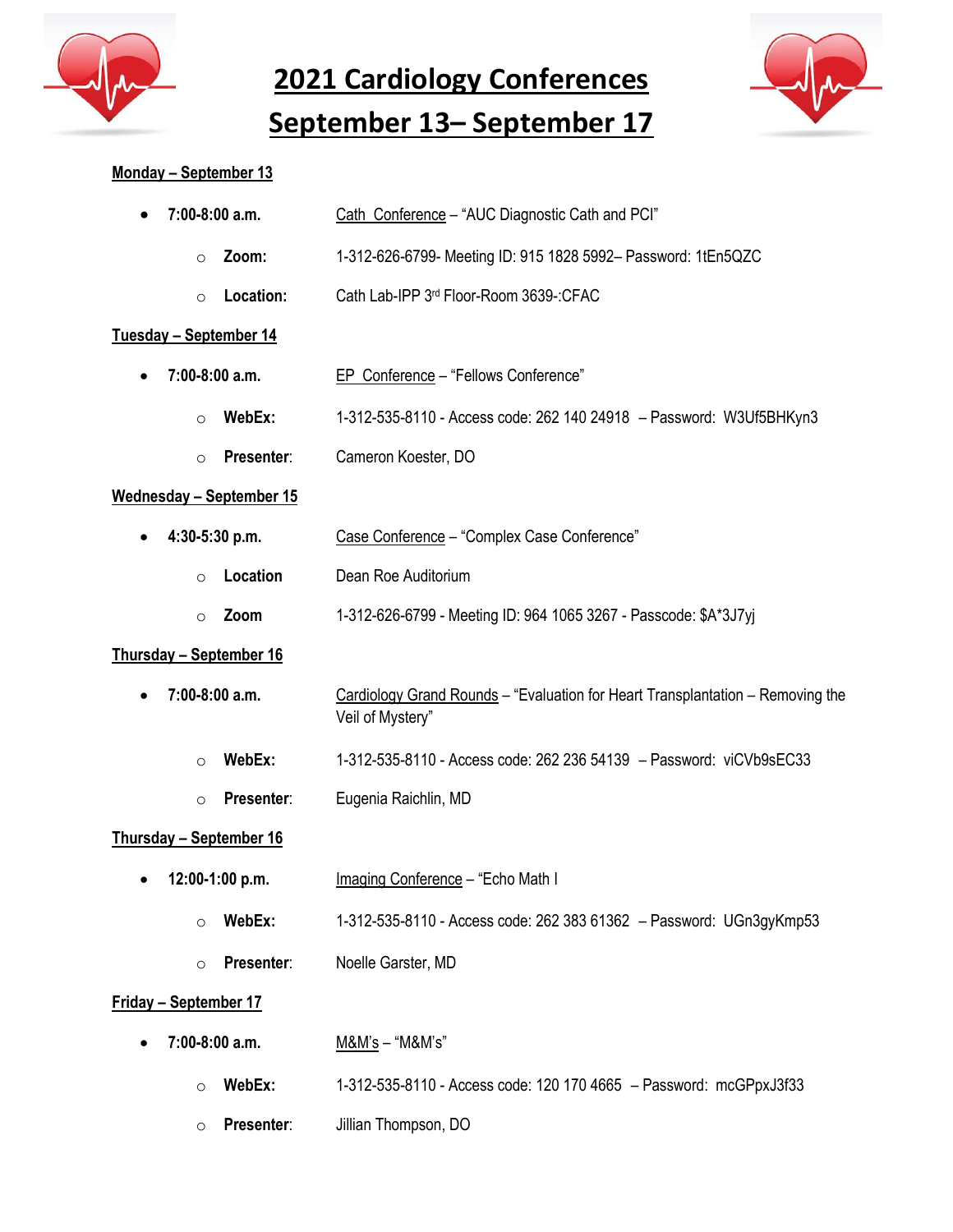# 2021 Cardiology Conferences
# September 13– September 17

## Monday – September 13

- **7:00-8:00 a.m.** Cath Conference – "AUC Diagnostic Cath and PCI"
  - **Zoom:** 1-312-626-6799- Meeting ID: 915 1828 5992– Password: 1tEn5QZC
  - **Location:** Cath Lab-IPP 3rd Floor-Room 3639-:CFAC

## Tuesday – September 14

- **7:00-8:00 a.m.** EP Conference – "Fellows Conference"
  - **WebEx:** 1-312-535-8110 - Access code: 262 140 24918 – Password: W3Uf5BHKyn3
  - **Presenter:** Cameron Koester, DO

## Wednesday – September 15

- **4:30-5:30 p.m.** Case Conference – "Complex Case Conference"
  - **Location** Dean Roe Auditorium
  - **Zoom** 1-312-626-6799 - Meeting ID: 964 1065 3267 - Passcode: $A*3J7yj

## Thursday – September 16

- **7:00-8:00 a.m.** Cardiology Grand Rounds – "Evaluation for Heart Transplantation – Removing the Veil of Mystery"
  - **WebEx:** 1-312-535-8110 - Access code: 262 236 54139 – Password: viCVb9sEC33
  - **Presenter:** Eugenia Raichlin, MD

## Thursday – September 16

- **12:00-1:00 p.m.** Imaging Conference – "Echo Math I
  - **WebEx:** 1-312-535-8110 - Access code: 262 383 61362 – Password: UGn3gyKmp53
  - **Presenter:** Noelle Garster, MD

## Friday – September 17

- **7:00-8:00 a.m.** M&M's – "M&M's"
  - **WebEx:** 1-312-535-8110 - Access code: 120 170 4665 – Password: mcGPpxJ3f33
  - **Presenter:** Jillian Thompson, DO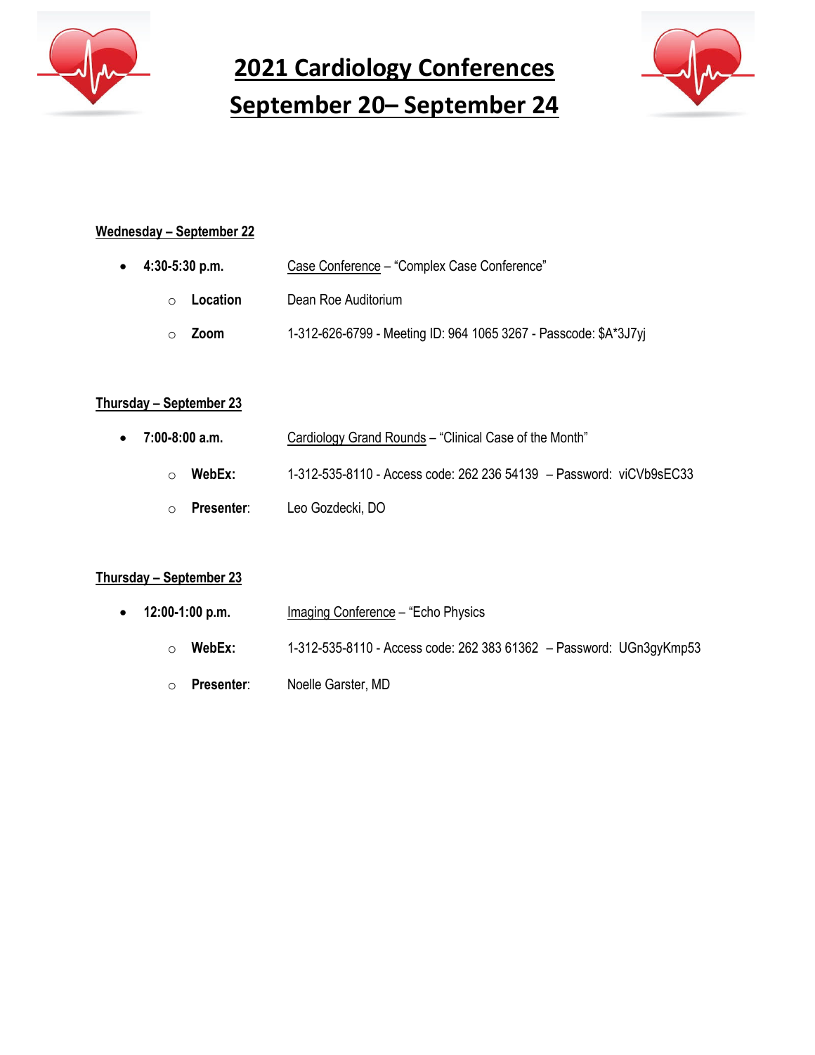# 2021 Cardiology Conferences
# September 20– September 24

**Wednesday – September 22**

- **4:30-5:30 p.m.** Case Conference – "Complex Case Conference"
  - **Location** Dean Roe Auditorium
  - **Zoom** 1-312-626-6799 - Meeting ID: 964 1065 3267 - Passcode: $A*3J7yj

**Thursday – September 23**

- **7:00-8:00 a.m.** Cardiology Grand Rounds – "Clinical Case of the Month"
  - **WebEx:** 1-312-535-8110 - Access code: 262 236 54139 – Password: viCVb9sEC33
  - **Presenter**: Leo Gozdecki, DO

**Thursday – September 23**

- **12:00-1:00 p.m.** Imaging Conference – "Echo Physics
  - **WebEx:** 1-312-535-8110 - Access code: 262 383 61362 – Password: UGn3gyKmp53
  - **Presenter**: Noelle Garster, MD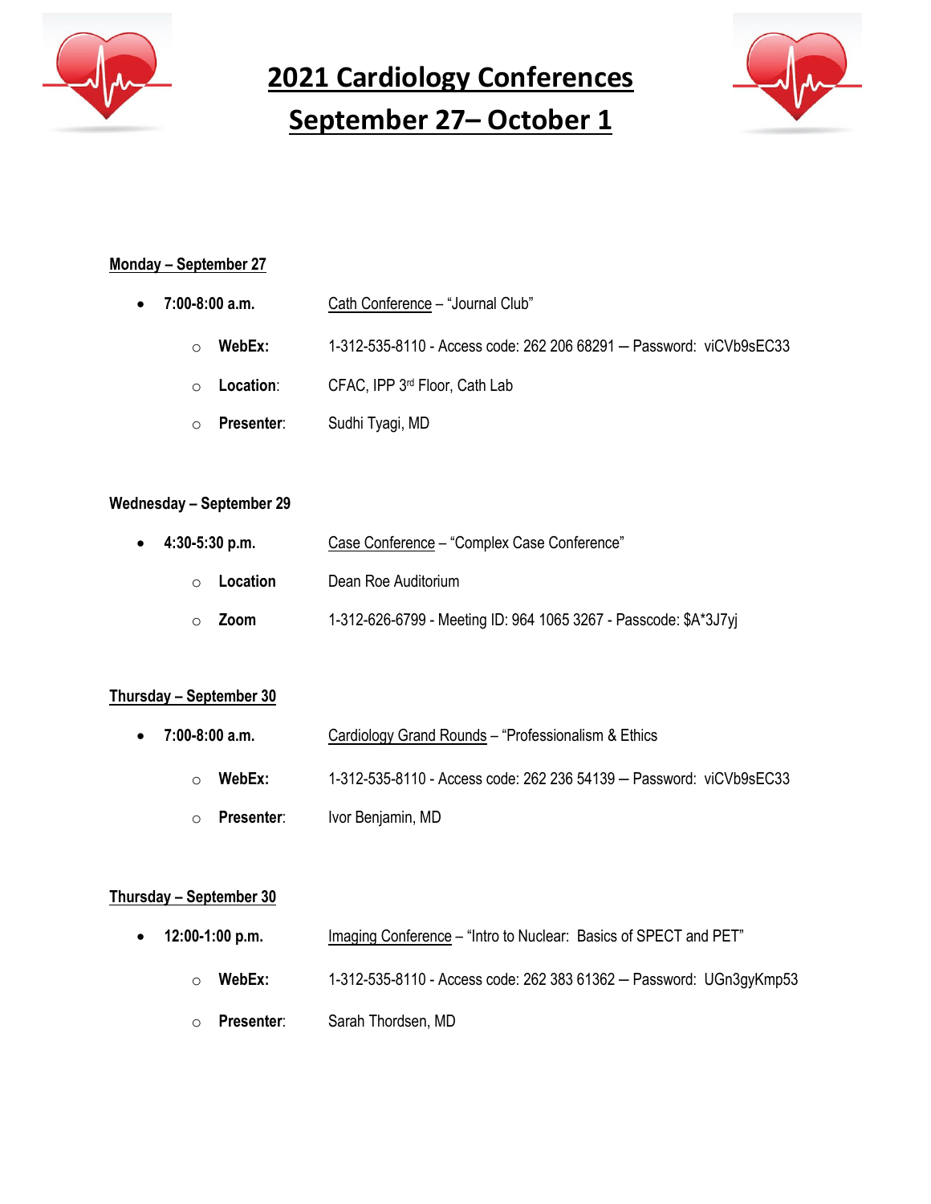# 2021 Cardiology Conferences
# September 27– October 1

**Monday – September 27**

- **7:00-8:00 a.m.** Cath Conference – "Journal Club"
  - **WebEx:** 1-312-535-8110 - Access code: 262 206 68291 – Password: viCVb9sEC33
  - **Location**: CFAC, IPP 3rd Floor, Cath Lab
  - **Presenter**: Sudhi Tyagi, MD

**Wednesday – September 29**

- **4:30-5:30 p.m.** Case Conference – "Complex Case Conference"
  - **Location** Dean Roe Auditorium
  - **Zoom** 1-312-626-6799 - Meeting ID: 964 1065 3267 - Passcode: $A*3J7yj

**Thursday – September 30**

- **7:00-8:00 a.m.** Cardiology Grand Rounds – "Professionalism & Ethics
  - **WebEx:** 1-312-535-8110 - Access code: 262 236 54139 – Password: viCVb9sEC33
  - **Presenter**: Ivor Benjamin, MD

**Thursday – September 30**

- **12:00-1:00 p.m.** Imaging Conference – "Intro to Nuclear: Basics of SPECT and PET"
  - **WebEx:** 1-312-535-8110 - Access code: 262 383 61362 – Password: UGn3gyKmp53
  - **Presenter**: Sarah Thordsen, MD